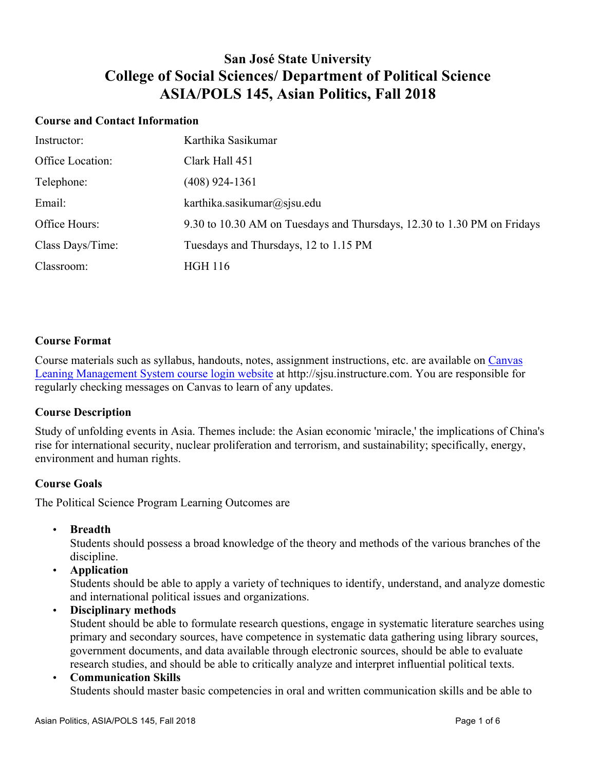# San José State University
# College of Social Sciences/ Department of Political Science
# ASIA/POLS 145, Asian Politics, Fall 2018

## Course and Contact Information

| | |
|---|---|
| Instructor: | Karthika Sasikumar |
| Office Location: | Clark Hall 451 |
| Telephone: | (408) 924-1361 |
| Email: | karthika.sasikumar@sjsu.edu |
| Office Hours: | 9.30 to 10.30 AM on Tuesdays and Thursdays, 12.30 to 1.30 PM on Fridays |
| Class Days/Time: | Tuesdays and Thursdays, 12 to 1.15 PM |
| Classroom: | HGH 116 |

## Course Format

Course materials such as syllabus, handouts, notes, assignment instructions, etc. are available on [Canvas Leaning Management System course login website](http://sjsu.instructure.com) at http://sjsu.instructure.com. You are responsible for regularly checking messages on Canvas to learn of any updates.

## Course Description

Study of unfolding events in Asia. Themes include: the Asian economic 'miracle,' the implications of China's rise for international security, nuclear proliferation and terrorism, and sustainability; specifically, energy, environment and human rights.

## Course Goals

The Political Science Program Learning Outcomes are

- **Breadth**
  Students should possess a broad knowledge of the theory and methods of the various branches of the discipline.
- **Application**
  Students should be able to apply a variety of techniques to identify, understand, and analyze domestic and international political issues and organizations.
- **Disciplinary methods**
  Student should be able to formulate research questions, engage in systematic literature searches using primary and secondary sources, have competence in systematic data gathering using library sources, government documents, and data available through electronic sources, should be able to evaluate research studies, and should be able to critically analyze and interpret influential political texts.
- **Communication Skills**
  Students should master basic competencies in oral and written communication skills and be able to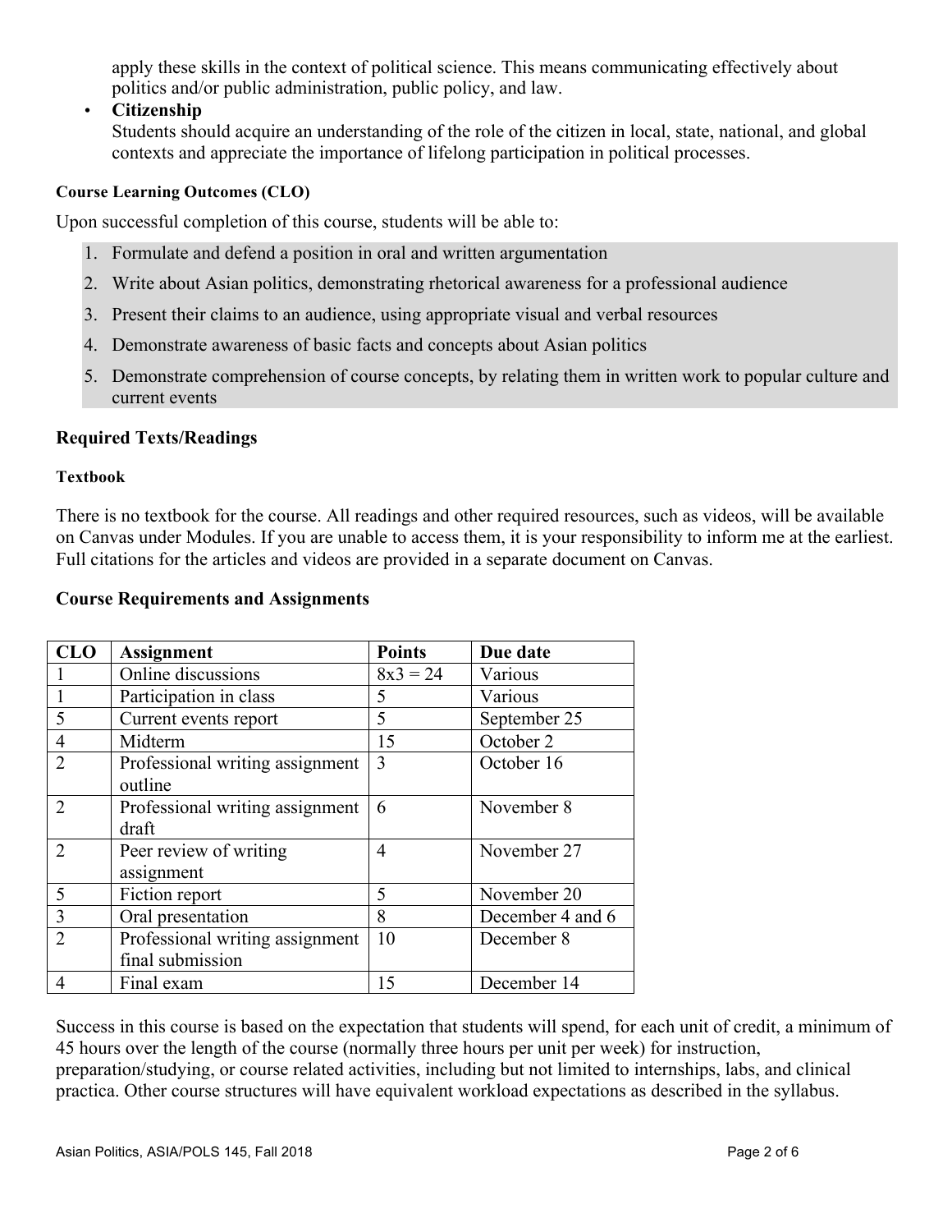apply these skills in the context of political science. This means communicating effectively about politics and/or public administration, public policy, and law.

- **Citizenship**
  Students should acquire an understanding of the role of the citizen in local, state, national, and global contexts and appreciate the importance of lifelong participation in political processes.

#### Course Learning Outcomes (CLO)

Upon successful completion of this course, students will be able to:

1. Formulate and defend a position in oral and written argumentation
2. Write about Asian politics, demonstrating rhetorical awareness for a professional audience
3. Present their claims to an audience, using appropriate visual and verbal resources
4. Demonstrate awareness of basic facts and concepts about Asian politics
5. Demonstrate comprehension of course concepts, by relating them in written work to popular culture and current events

### Required Texts/Readings

#### Textbook

There is no textbook for the course. All readings and other required resources, such as videos, will be available on Canvas under Modules. If you are unable to access them, it is your responsibility to inform me at the earliest. Full citations for the articles and videos are provided in a separate document on Canvas.

### Course Requirements and Assignments

| CLO | Assignment | Points | Due date |
|---|---|---|---|
| 1 | Online discussions | 8x3 = 24 | Various |
| 1 | Participation in class | 5 | Various |
| 5 | Current events report | 5 | September 25 |
| 4 | Midterm | 15 | October 2 |
| 2 | Professional writing assignment outline | 3 | October 16 |
| 2 | Professional writing assignment draft | 6 | November 8 |
| 2 | Peer review of writing assignment | 4 | November 27 |
| 5 | Fiction report | 5 | November 20 |
| 3 | Oral presentation | 8 | December 4 and 6 |
| 2 | Professional writing assignment final submission | 10 | December 8 |
| 4 | Final exam | 15 | December 14 |

Success in this course is based on the expectation that students will spend, for each unit of credit, a minimum of 45 hours over the length of the course (normally three hours per unit per week) for instruction, preparation/studying, or course related activities, including but not limited to internships, labs, and clinical practica. Other course structures will have equivalent workload expectations as described in the syllabus.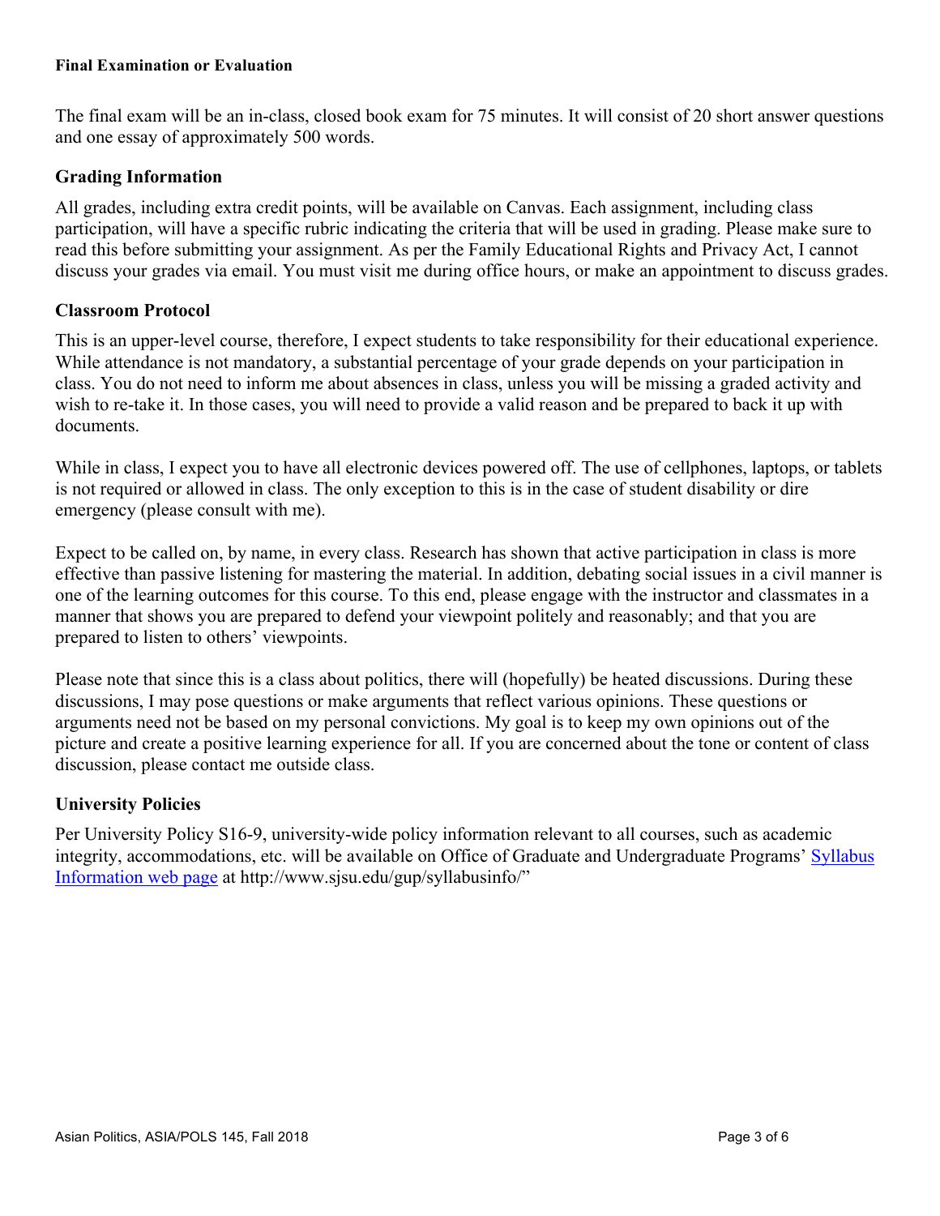**Final Examination or Evaluation**

The final exam will be an in-class, closed book exam for 75 minutes. It will consist of 20 short answer questions and one essay of approximately 500 words.

## Grading Information

All grades, including extra credit points, will be available on Canvas. Each assignment, including class participation, will have a specific rubric indicating the criteria that will be used in grading. Please make sure to read this before submitting your assignment. As per the Family Educational Rights and Privacy Act, I cannot discuss your grades via email. You must visit me during office hours, or make an appointment to discuss grades.

## Classroom Protocol

This is an upper-level course, therefore, I expect students to take responsibility for their educational experience. While attendance is not mandatory, a substantial percentage of your grade depends on your participation in class. You do not need to inform me about absences in class, unless you will be missing a graded activity and wish to re-take it. In those cases, you will need to provide a valid reason and be prepared to back it up with documents.

While in class, I expect you to have all electronic devices powered off. The use of cellphones, laptops, or tablets is not required or allowed in class. The only exception to this is in the case of student disability or dire emergency (please consult with me).

Expect to be called on, by name, in every class. Research has shown that active participation in class is more effective than passive listening for mastering the material. In addition, debating social issues in a civil manner is one of the learning outcomes for this course. To this end, please engage with the instructor and classmates in a manner that shows you are prepared to defend your viewpoint politely and reasonably; and that you are prepared to listen to others' viewpoints.

Please note that since this is a class about politics, there will (hopefully) be heated discussions. During these discussions, I may pose questions or make arguments that reflect various opinions. These questions or arguments need not be based on my personal convictions. My goal is to keep my own opinions out of the picture and create a positive learning experience for all. If you are concerned about the tone or content of class discussion, please contact me outside class.

## University Policies

Per University Policy S16-9, university-wide policy information relevant to all courses, such as academic integrity, accommodations, etc. will be available on Office of Graduate and Undergraduate Programs' [Syllabus Information web page](http://www.sjsu.edu/gup/syllabusinfo/) at http://www.sjsu.edu/gup/syllabusinfo/"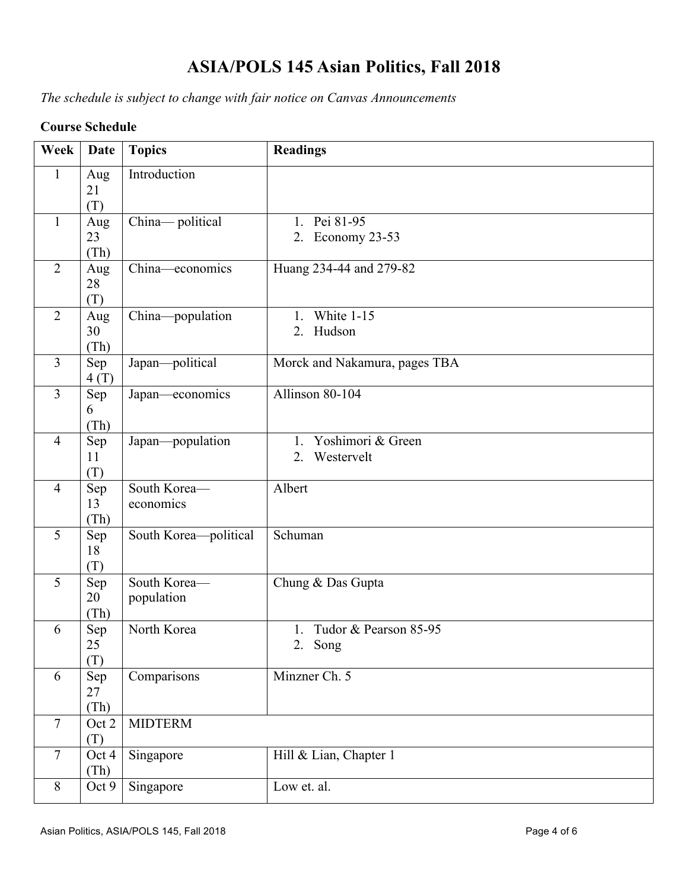# ASIA/POLS 145 Asian Politics, Fall 2018

*The schedule is subject to change with fair notice on Canvas Announcements*

**Course Schedule**

| Week | Date | Topics | Readings |
|---|---|---|---|
| 1 | Aug 21 (T) | Introduction | |
| 1 | Aug 23 (Th) | China— political | 1. Pei 81-95<br>2. Economy 23-53 |
| 2 | Aug 28 (T) | China—economics | Huang 234-44 and 279-82 |
| 2 | Aug 30 (Th) | China—population | 1. White 1-15<br>2. Hudson |
| 3 | Sep 4 (T) | Japan—political | Morck and Nakamura, pages TBA |
| 3 | Sep 6 (Th) | Japan—economics | Allinson 80-104 |
| 4 | Sep 11 (T) | Japan—population | 1. Yoshimori & Green<br>2. Westervelt |
| 4 | Sep 13 (Th) | South Korea—economics | Albert |
| 5 | Sep 18 (T) | South Korea—political | Schuman |
| 5 | Sep 20 (Th) | South Korea—population | Chung & Das Gupta |
| 6 | Sep 25 (T) | North Korea | 1. Tudor & Pearson 85-95<br>2. Song |
| 6 | Sep 27 (Th) | Comparisons | Minzner Ch. 5 |
| 7 | Oct 2 (T) | MIDTERM | |
| 7 | Oct 4 (Th) | Singapore | Hill & Lian, Chapter 1 |
| 8 | Oct 9 | Singapore | Low et. al. |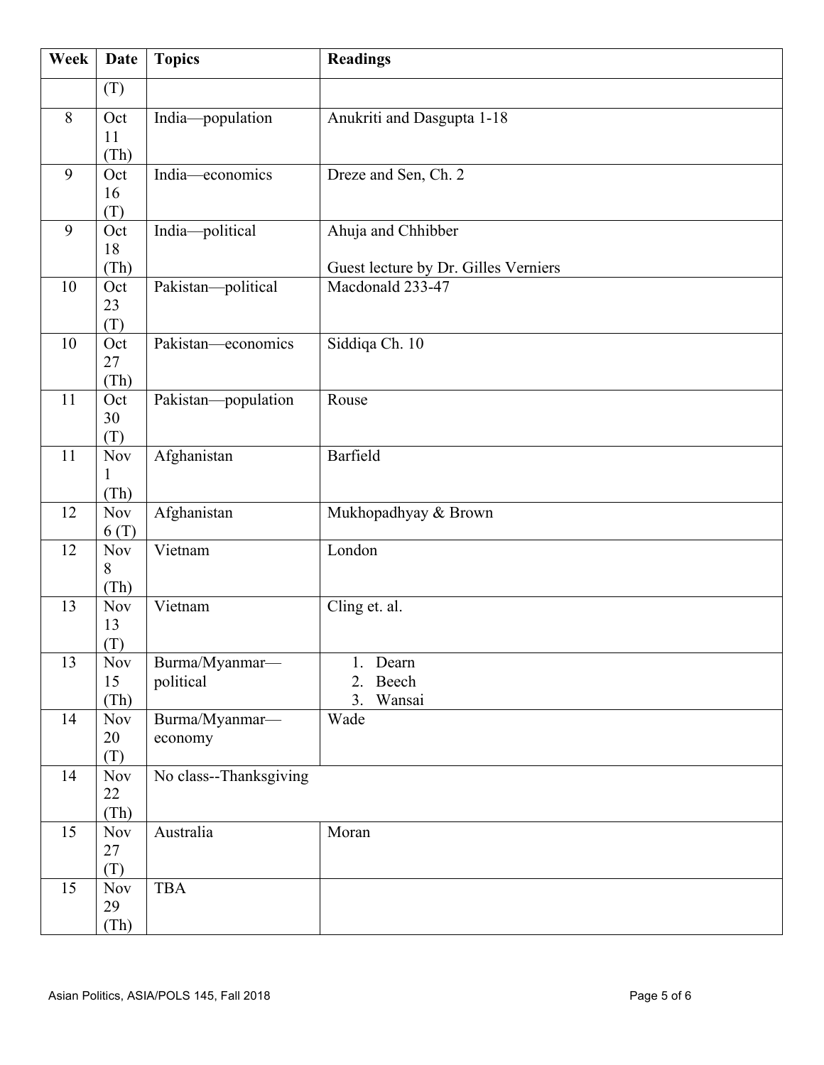| Week | Date | Topics | Readings |
| --- | --- | --- | --- |
| | (T) | | |
| 8 | Oct 11 (Th) | India—population | Anukriti and Dasgupta 1-18 |
| 9 | Oct 16 (T) | India—economics | Dreze and Sen, Ch. 2 |
| 9 | Oct 18 (Th) | India—political | Ahuja and Chhibber<br><br>Guest lecture by Dr. Gilles Verniers |
| 10 | Oct 23 (T) | Pakistan—political | Macdonald 233-47 |
| 10 | Oct 27 (Th) | Pakistan—economics | Siddiqa Ch. 10 |
| 11 | Oct 30 (T) | Pakistan—population | Rouse |
| 11 | Nov 1 (Th) | Afghanistan | Barfield |
| 12 | Nov 6 (T) | Afghanistan | Mukhopadhyay & Brown |
| 12 | Nov 8 (Th) | Vietnam | London |
| 13 | Nov 13 (T) | Vietnam | Cling et. al. |
| 13 | Nov 15 (Th) | Burma/Myanmar—political | 1. Dearn<br>2. Beech<br>3. Wansai |
| 14 | Nov 20 (T) | Burma/Myanmar—economy | Wade |
| 14 | Nov 22 (Th) | No class--Thanksgiving | |
| 15 | Nov 27 (T) | Australia | Moran |
| 15 | Nov 29 (Th) | TBA | |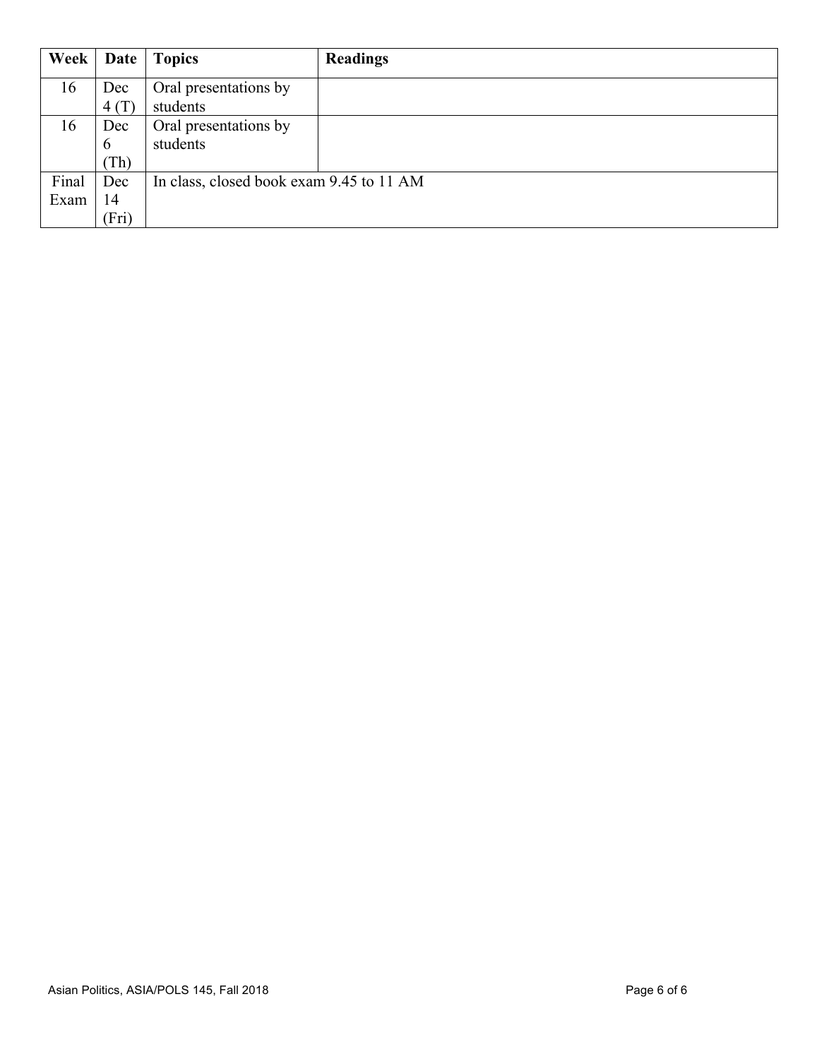| Week | Date | Topics | Readings |
|---|---|---|---|
| 16 | Dec 4 (T) | Oral presentations by students | |
| 16 | Dec 6 (Th) | Oral presentations by students | |
| Final Exam | Dec 14 (Fri) | In class, closed book exam 9.45 to 11 AM | |